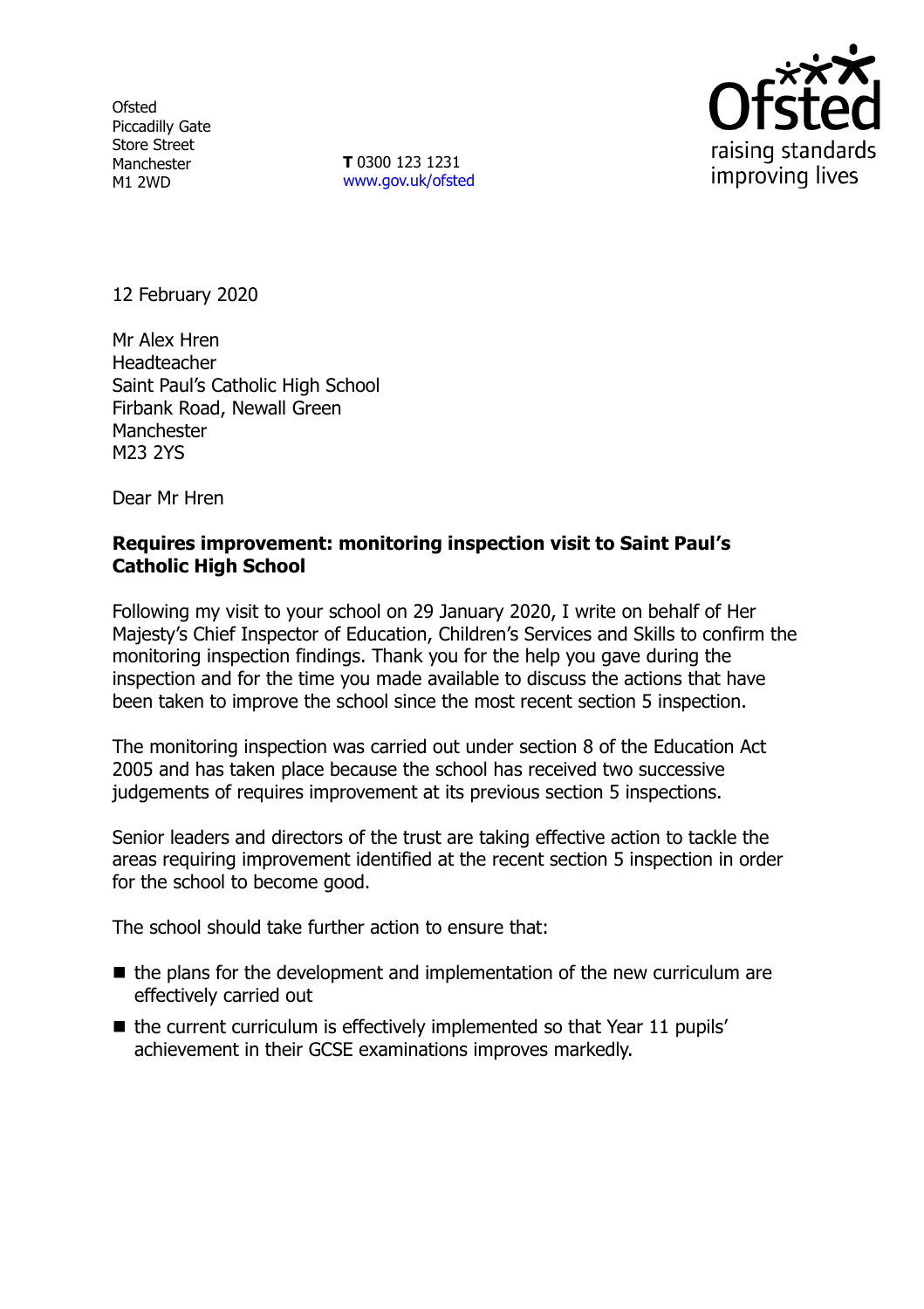Ofsted
Piccadilly Gate
Store Street
Manchester
M1 2WD

**T** 0300 123 1231
www.gov.uk/ofsted

12 February 2020

Mr Alex Hren
Headteacher
Saint Paul's Catholic High School
Firbank Road, Newall Green
Manchester
M23 2YS

Dear Mr Hren

**Requires improvement: monitoring inspection visit to Saint Paul's Catholic High School**

Following my visit to your school on 29 January 2020, I write on behalf of Her Majesty's Chief Inspector of Education, Children's Services and Skills to confirm the monitoring inspection findings. Thank you for the help you gave during the inspection and for the time you made available to discuss the actions that have been taken to improve the school since the most recent section 5 inspection.

The monitoring inspection was carried out under section 8 of the Education Act 2005 and has taken place because the school has received two successive judgements of requires improvement at its previous section 5 inspections.

Senior leaders and directors of the trust are taking effective action to tackle the areas requiring improvement identified at the recent section 5 inspection in order for the school to become good.

The school should take further action to ensure that:

- the plans for the development and implementation of the new curriculum are effectively carried out
- the current curriculum is effectively implemented so that Year 11 pupils' achievement in their GCSE examinations improves markedly.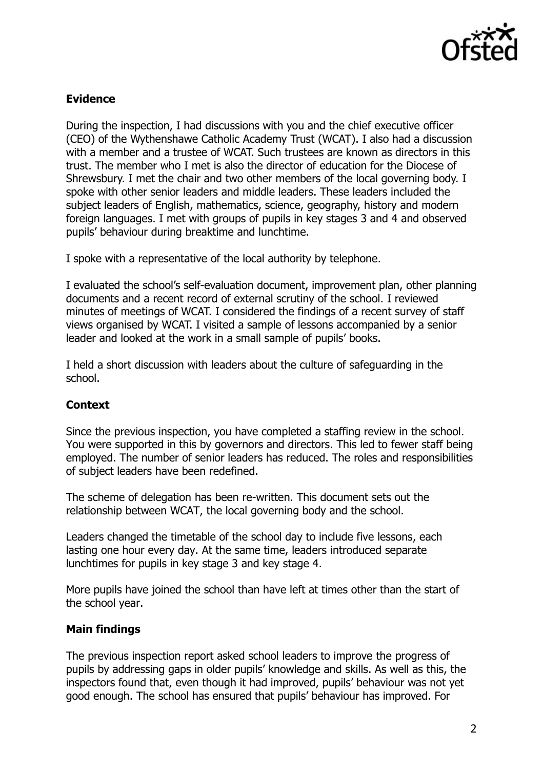### Evidence

During the inspection, I had discussions with you and the chief executive officer (CEO) of the Wythenshawe Catholic Academy Trust (WCAT). I also had a discussion with a member and a trustee of WCAT. Such trustees are known as directors in this trust. The member who I met is also the director of education for the Diocese of Shrewsbury. I met the chair and two other members of the local governing body. I spoke with other senior leaders and middle leaders. These leaders included the subject leaders of English, mathematics, science, geography, history and modern foreign languages. I met with groups of pupils in key stages 3 and 4 and observed pupils' behaviour during breaktime and lunchtime.

I spoke with a representative of the local authority by telephone.

I evaluated the school's self-evaluation document, improvement plan, other planning documents and a recent record of external scrutiny of the school. I reviewed minutes of meetings of WCAT. I considered the findings of a recent survey of staff views organised by WCAT. I visited a sample of lessons accompanied by a senior leader and looked at the work in a small sample of pupils' books.

I held a short discussion with leaders about the culture of safeguarding in the school.

### Context

Since the previous inspection, you have completed a staffing review in the school. You were supported in this by governors and directors. This led to fewer staff being employed. The number of senior leaders has reduced. The roles and responsibilities of subject leaders have been redefined.

The scheme of delegation has been re-written. This document sets out the relationship between WCAT, the local governing body and the school.

Leaders changed the timetable of the school day to include five lessons, each lasting one hour every day. At the same time, leaders introduced separate lunchtimes for pupils in key stage 3 and key stage 4.

More pupils have joined the school than have left at times other than the start of the school year.

### Main findings

The previous inspection report asked school leaders to improve the progress of pupils by addressing gaps in older pupils' knowledge and skills. As well as this, the inspectors found that, even though it had improved, pupils' behaviour was not yet good enough. The school has ensured that pupils' behaviour has improved. For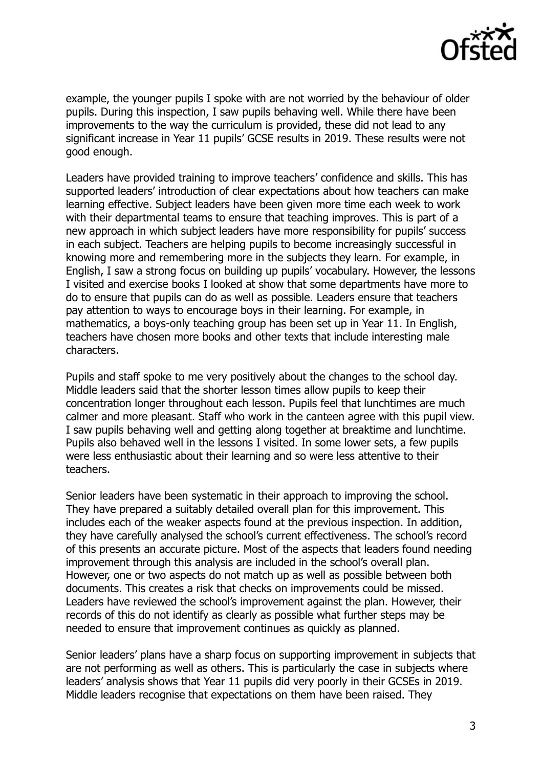example, the younger pupils I spoke with are not worried by the behaviour of older pupils. During this inspection, I saw pupils behaving well. While there have been improvements to the way the curriculum is provided, these did not lead to any significant increase in Year 11 pupils' GCSE results in 2019. These results were not good enough.

Leaders have provided training to improve teachers' confidence and skills. This has supported leaders' introduction of clear expectations about how teachers can make learning effective. Subject leaders have been given more time each week to work with their departmental teams to ensure that teaching improves. This is part of a new approach in which subject leaders have more responsibility for pupils' success in each subject. Teachers are helping pupils to become increasingly successful in knowing more and remembering more in the subjects they learn. For example, in English, I saw a strong focus on building up pupils' vocabulary. However, the lessons I visited and exercise books I looked at show that some departments have more to do to ensure that pupils can do as well as possible. Leaders ensure that teachers pay attention to ways to encourage boys in their learning. For example, in mathematics, a boys-only teaching group has been set up in Year 11. In English, teachers have chosen more books and other texts that include interesting male characters.

Pupils and staff spoke to me very positively about the changes to the school day. Middle leaders said that the shorter lesson times allow pupils to keep their concentration longer throughout each lesson. Pupils feel that lunchtimes are much calmer and more pleasant. Staff who work in the canteen agree with this pupil view. I saw pupils behaving well and getting along together at breaktime and lunchtime. Pupils also behaved well in the lessons I visited. In some lower sets, a few pupils were less enthusiastic about their learning and so were less attentive to their teachers.

Senior leaders have been systematic in their approach to improving the school. They have prepared a suitably detailed overall plan for this improvement. This includes each of the weaker aspects found at the previous inspection. In addition, they have carefully analysed the school's current effectiveness. The school's record of this presents an accurate picture. Most of the aspects that leaders found needing improvement through this analysis are included in the school's overall plan. However, one or two aspects do not match up as well as possible between both documents. This creates a risk that checks on improvements could be missed. Leaders have reviewed the school's improvement against the plan. However, their records of this do not identify as clearly as possible what further steps may be needed to ensure that improvement continues as quickly as planned.

Senior leaders' plans have a sharp focus on supporting improvement in subjects that are not performing as well as others. This is particularly the case in subjects where leaders' analysis shows that Year 11 pupils did very poorly in their GCSEs in 2019. Middle leaders recognise that expectations on them have been raised. They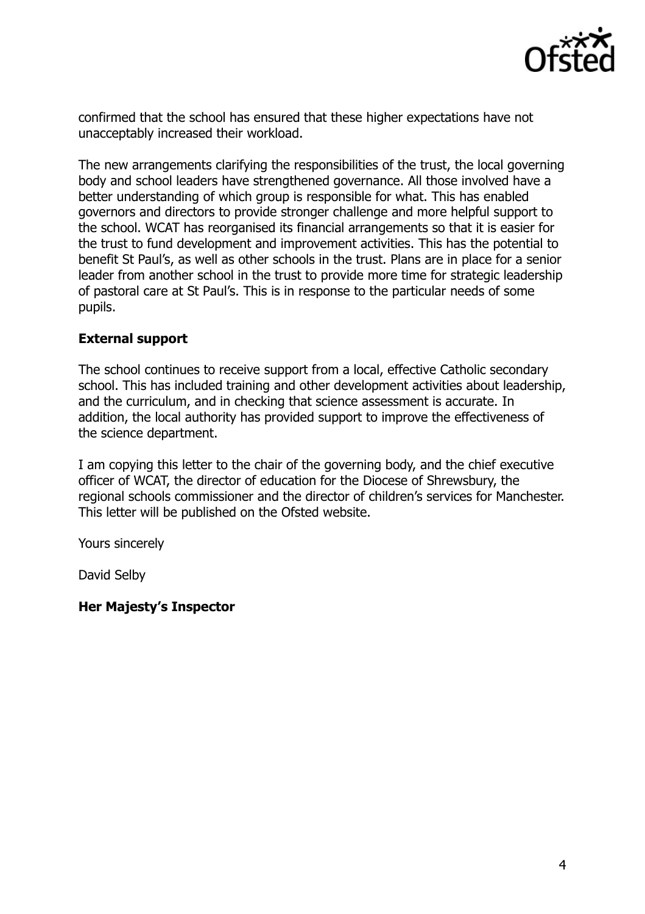confirmed that the school has ensured that these higher expectations have not unacceptably increased their workload.

The new arrangements clarifying the responsibilities of the trust, the local governing body and school leaders have strengthened governance. All those involved have a better understanding of which group is responsible for what. This has enabled governors and directors to provide stronger challenge and more helpful support to the school. WCAT has reorganised its financial arrangements so that it is easier for the trust to fund development and improvement activities. This has the potential to benefit St Paul's, as well as other schools in the trust. Plans are in place for a senior leader from another school in the trust to provide more time for strategic leadership of pastoral care at St Paul's. This is in response to the particular needs of some pupils.

**External support**

The school continues to receive support from a local, effective Catholic secondary school. This has included training and other development activities about leadership, and the curriculum, and in checking that science assessment is accurate. In addition, the local authority has provided support to improve the effectiveness of the science department.

I am copying this letter to the chair of the governing body, and the chief executive officer of WCAT, the director of education for the Diocese of Shrewsbury, the regional schools commissioner and the director of children's services for Manchester. This letter will be published on the Ofsted website.

Yours sincerely

David Selby

**Her Majesty's Inspector**